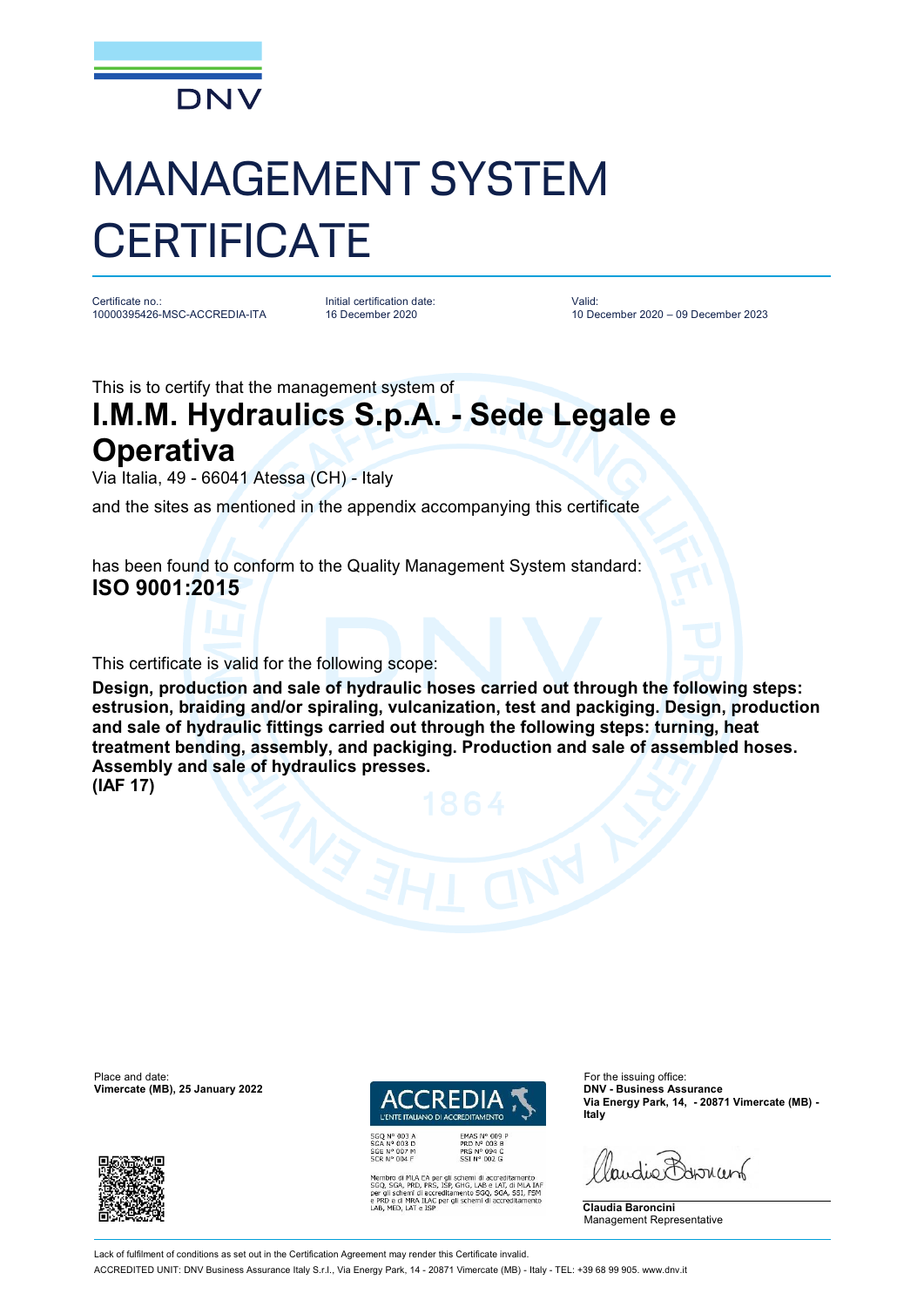DNV

# MANAGEMENT SYSTEM CERTIFICATE

| Certificate no.: | Initial certification date: | Valid: |
| --- | --- | --- |
| 10000395426-MSC-ACCREDIA-ITA | 16 December 2020 | 10 December 2020 – 09 December 2023 |

This is to certify that the management system of

## I.M.M. Hydraulics S.p.A. - Sede Legale e Operativa

Via Italia, 49 - 66041 Atessa (CH) - Italy

and the sites as mentioned in the appendix accompanying this certificate

has been found to conform to the Quality Management System standard:

**ISO 9001:2015**

This certificate is valid for the following scope:

**Design, production and sale of hydraulic hoses carried out through the following steps: estrusion, braiding and/or spiraling, vulcanization, test and packiging. Design, production and sale of hydraulic fittings carried out through the following steps: turning, heat treatment bending, assembly, and packiging. Production and sale of assembled hoses. Assembly and sale of hydraulics presses.**
**(IAF 17)**

Place and date:
**Vimercate (MB), 25 January 2022**

ACCREDIA
L'ENTE ITALIANO DI ACCREDITAMENTO

SGQ N° 003 A
SGA N° 003 D
SGE N° 007 M
SCR N° 004 F
EMAS N° 009 P
PRD N° 003 B
PRS N° 094 C
SSI N° 002 G

Membro di MLA EA per gli schemi di accreditamento SGQ, SGA, PRD, PRS, ISP, GHG, LAB e LAT, di MLA IAF per gli schemi di accreditamento SGQ, SGA, SSI, FSM e PRD e di MRA ILAC per gli schemi di accreditamento LAB, MED, LAT e ISP

For the issuing office:
**DNV - Business Assurance**
**Via Energy Park, 14, - 20871 Vimercate (MB) - Italy**

**Claudia Baroncini**
Management Representative

Lack of fulfilment of conditions as set out in the Certification Agreement may render this Certificate invalid.

ACCREDITED UNIT: DNV Business Assurance Italy S.r.l., Via Energy Park, 14 - 20871 Vimercate (MB) - Italy - TEL: +39 68 99 905. www.dnv.it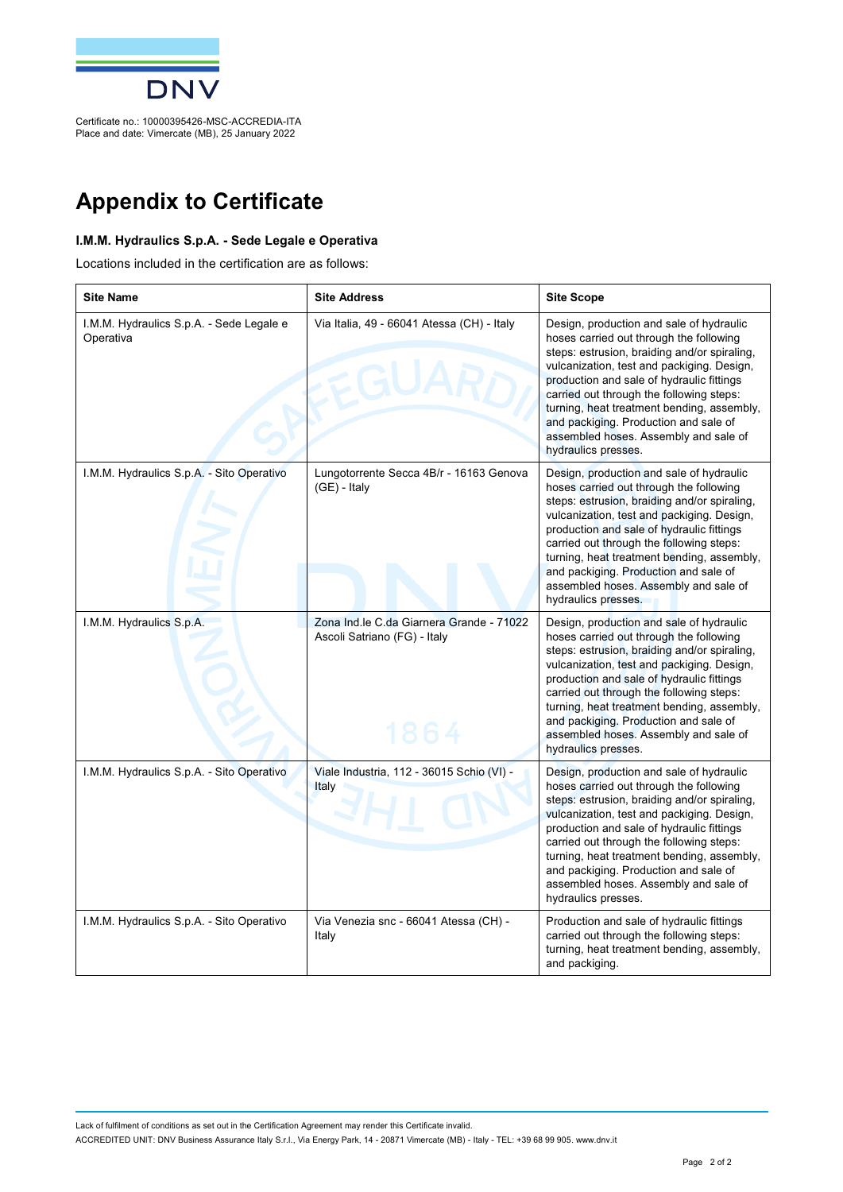Certificate no.: 10000395426-MSC-ACCREDIA-ITA
Place and date: Vimercate (MB), 25 January 2022

# Appendix to Certificate

**I.M.M. Hydraulics S.p.A. - Sede Legale e Operativa**

Locations included in the certification are as follows:

| Site Name | Site Address | Site Scope |
|---|---|---|
| I.M.M. Hydraulics S.p.A. - Sede Legale e Operativa | Via Italia, 49 - 66041 Atessa (CH) - Italy | Design, production and sale of hydraulic hoses carried out through the following steps: extrusion, braiding and/or spiraling, vulcanization, test and packaging. Design, production and sale of hydraulic fittings carried out through the following steps: turning, heat treatment bending, assembly, and packaging. Production and sale of assembled hoses. Assembly and sale of hydraulics presses. |
| I.M.M. Hydraulics S.p.A. - Sito Operativo | Lungotorrente Secca 4B/r - 16163 Genova (GE) - Italy | Design, production and sale of hydraulic hoses carried out through the following steps: estrusion, braiding and/or spiraling, vulcanization, test and packaging. Design, production and sale of hydraulic fittings carried out through the following steps: turning, heat treatment bending, assembly, and packaging. Production and sale of assembled hoses. Assembly and sale of hydraulics presses. |
| I.M.M. Hydraulics S.p.A. | Zona Ind.le C.da Giarnera Grande - 71022 Ascoli Satriano (FG) - Italy | Design, production and sale of hydraulic hoses carried out through the following steps: estrusion, braiding and/or spiraling, vulcanization, test and packaging. Design, production and sale of hydraulic fittings carried out through the following steps: turning, heat treatment bending, assembly, and packaging. Production and sale of assembled hoses. Assembly and sale of hydraulics presses. |
| I.M.M. Hydraulics S.p.A. - Sito Operativo | Viale Industria, 112 - 36015 Schio (VI) - Italy | Design, production and sale of hydraulic hoses carried out through the following steps: estrusion, braiding and/or spiraling, vulcanization, test and packaging. Design, production and sale of hydraulic fittings carried out through the following steps: turning, heat treatment bending, assembly, and packaging. Production and sale of assembled hoses. Assembly and sale of hydraulics presses. |
| I.M.M. Hydraulics S.p.A. - Sito Operativo | Via Venezia snc - 66041 Atessa (CH) - Italy | Production and sale of hydraulic fittings carried out through the following steps: turning, heat treatment bending, assembly, and packaging. |

Lack of fulfilment of conditions as set out in the Certification Agreement may render this Certificate invalid.

ACCREDITED UNIT: DNV Business Assurance Italy S.r.l., Via Energy Park, 14 - 20871 Vimercate (MB) - Italy - TEL: +39 68 99 905. www.dnv.it